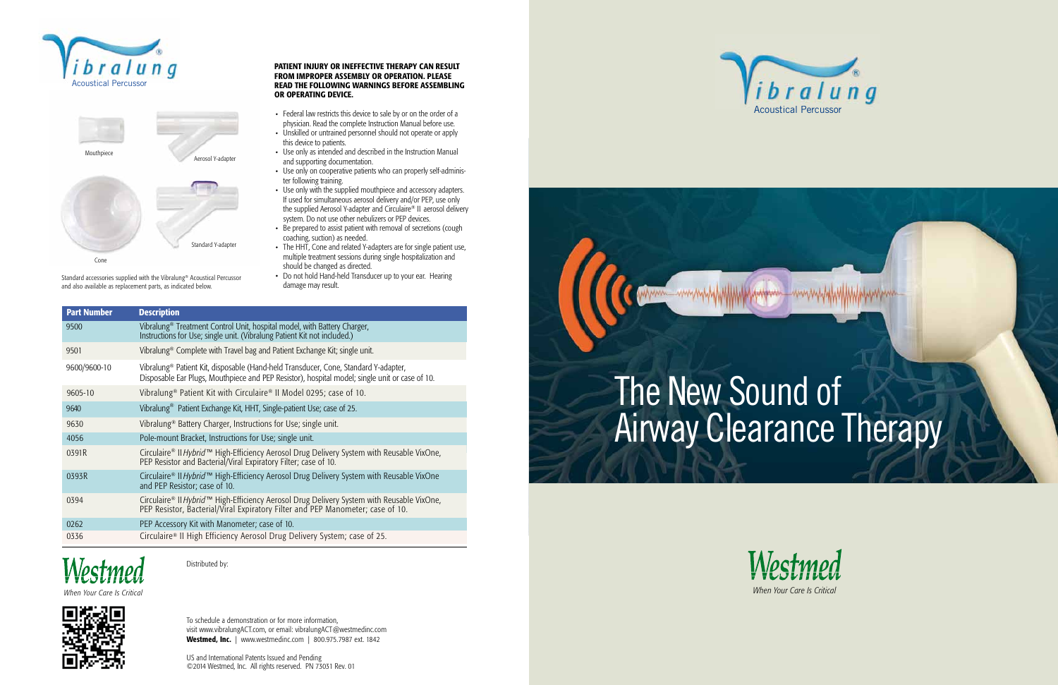Vibralung® Acoustical Percussor

Mouthpiece

Aerosol Y-adapter

Cone

Standard Y-adapter

Standard accessories supplied with the Vibralung® Acoustical Percussor and also available as replacement parts, as indicated below.

**PATIENT INJURY OR INEFFECTIVE THERAPY CAN RESULT FROM IMPROPER ASSEMBLY OR OPERATION. PLEASE READ THE FOLLOWING WARNINGS BEFORE ASSEMBLING OR OPERATING DEVICE.**

- Federal law restricts this device to sale by or on the order of a physician. Read the complete Instruction Manual before use.
- Unskilled or untrained personnel should not operate or apply this device to patients.
- Use only as intended and described in the Instruction Manual and supporting documentation.
- Use only on cooperative patients who can properly self-administer following training.
- Use only with the supplied mouthpiece and accessory adapters. If used for simultaneous aerosol delivery and/or PEP, use only the supplied Aerosol Y-adapter and Circulaire® II aerosol delivery system. Do not use other nebulizers or PEP devices.
- Be prepared to assist patient with removal of secretions (cough coaching, suction) as needed.
- The HHT, Cone and related Y-adapters are for single patient use, multiple treatment sessions during single hospitalization and should be changed as directed.
- Do not hold Hand-held Transducer up to your ear. Hearing damage may result.

| Part Number | Description |
|---|---|
| 9500 | Vibralung® Treatment Control Unit, hospital model, with Battery Charger, Instructions for Use; single unit. (Vibralung Patient Kit not included.) |
| 9501 | Vibralung® Complete with Travel bag and Patient Exchange Kit; single unit. |
| 9600/9600-10 | Vibralung® Patient Kit, disposable (Hand-held Transducer, Cone, Standard Y-adapter, Disposable Ear Plugs, Mouthpiece and PEP Resistor), hospital model; single unit or case of 10. |
| 9605-10 | Vibralung® Patient Kit with Circulaire® II Model 0295; case of 10. |
| 9640 | Vibralung® Patient Exchange Kit, HHT, Single-patient Use; case of 25. |
| 9630 | Vibralung® Battery Charger, Instructions for Use; single unit. |
| 4056 | Pole-mount Bracket, Instructions for Use; single unit. |
| 0391R | Circulaire® II *Hybrid*™ High-Efficiency Aerosol Drug Delivery System with Reusable VixOne, PEP Resistor and Bacterial/Viral Expiratory Filter; case of 10. |
| 0393R | Circulaire® II *Hybrid*™ High-Efficiency Aerosol Drug Delivery System with Reusable VixOne and PEP Resistor; case of 10. |
| 0394 | Circulaire® II *Hybrid*™ High-Efficiency Aerosol Drug Delivery System with Reusable VixOne, PEP Resistor, Bacterial/Viral Expiratory Filter and PEP Manometer; case of 10. |
| 0262 | PEP Accessory Kit with Manometer; case of 10. |
| 0336 | Circulaire® II High Efficiency Aerosol Drug Delivery System; case of 25. |

Westmed
*When Your Care Is Critical*

Distributed by:

To schedule a demonstration or for more information, visit www.vibralungACT.com, or email: vibralungACT@westmedinc.com
**Westmed, Inc.** | www.westmedinc.com | 800.975.7987 ext. 1842

US and International Patents Issued and Pending
©2014 Westmed, Inc. All rights reserved. PN 73031 Rev. 01

Vibralung® Acoustical Percussor

# The New Sound of Airway Clearance Therapy

Westmed
*When Your Care Is Critical*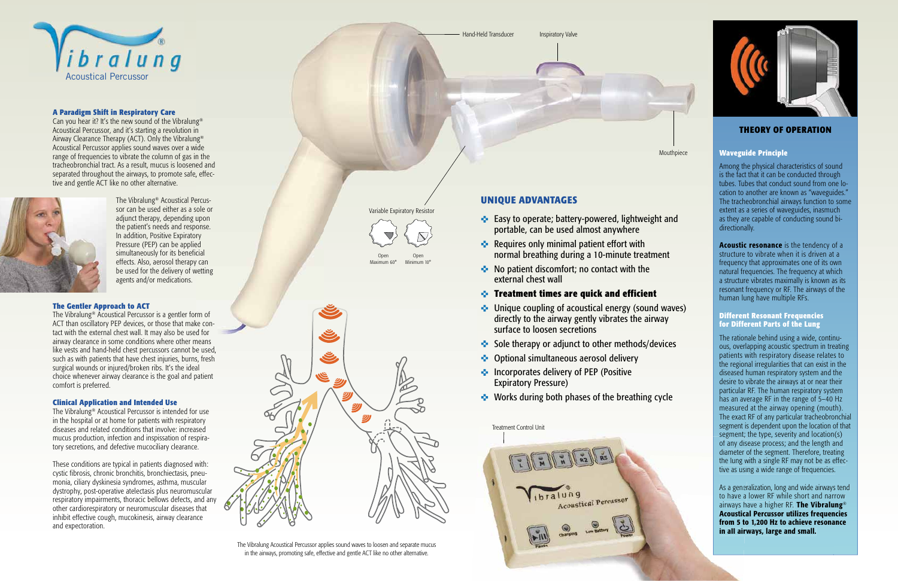# Vibralung® Acoustical Percussor

### A Paradigm Shift in Respiratory Care

Can you hear it? It's the new sound of the Vibralung® Acoustical Percussor, and it's starting a revolution in Airway Clearance Therapy (ACT). Only the Vibralung® Acoustical Percussor applies sound waves over a wide range of frequencies to vibrate the column of gas in the tracheobronchial tract. As a result, mucus is loosened and separated throughout the airways, to promote safe, effective and gentle ACT like no other alternative.

The Vibralung® Acoustical Percussor can be used either as a sole or adjunct therapy, depending upon the patient's needs and response. In addition, Positive Expiratory Pressure (PEP) can be applied simultaneously for its beneficial effects. Also, aerosol therapy can be used for the delivery of wetting agents and/or medications.

### The Gentler Approach to ACT

The Vibralung® Acoustical Percussor is a gentler form of ACT than oscillatory PEP devices, or those that make contact with the external chest wall. It may also be used for airway clearance in some conditions where other means like vests and hand-held chest percussors cannot be used, such as with patients that have chest injuries, burns, fresh surgical wounds or injured/broken ribs. It's the ideal choice whenever airway clearance is the goal and patient comfort is preferred.

### Clinical Application and Intended Use

The Vibralung® Acoustical Percussor is intended for use in the hospital or at home for patients with respiratory diseases and related conditions that involve: increased mucus production, infection and inspissation of respiratory secretions, and defective mucociliary clearance.

These conditions are typical in patients diagnosed with: cystic fibrosis, chronic bronchitis, bronchiectasis, pneumonia, ciliary dyskinesia syndromes, asthma, muscular dystrophy, post-operative atelectasis plus neuromuscular respiratory impairments, thoracic bellows defects, and any other cardiorespiratory or neuromuscular diseases that inhibit effective cough, mucokinesis, airway clearance and expectoration.

Hand-Held Transducer

Inspiratory Valve

Mouthpiece

Variable Expiratory Resistor

Open Maximum 60°

Open Minimum 10°

The Vibralung Acoustical Percussor applies sound waves to loosen and separate mucus in the airways, promoting safe, effective and gentle ACT like no other alternative.

## UNIQUE ADVANTAGES

- Easy to operate; battery-powered, lightweight and portable, can be used almost anywhere
- Requires only minimal patient effort with normal breathing during a 10-minute treatment
- No patient discomfort; no contact with the external chest wall
- **Treatment times are quick and efficient**
- Unique coupling of acoustical energy (sound waves) directly to the airway gently vibrates the airway surface to loosen secretions
- Sole therapy or adjunct to other methods/devices
- Optional simultaneous aerosol delivery
- Incorporates delivery of PEP (Positive Expiratory Pressure)
- Works during both phases of the breathing cycle

Treatment Control Unit

## THEORY OF OPERATION

### Waveguide Principle

Among the physical characteristics of sound is the fact that it can be conducted through tubes. Tubes that conduct sound from one location to another are known as "waveguides." The tracheobronchial airways function to some extent as a series of waveguides, inasmuch as they are capable of conducting sound bi-directionally.

**Acoustic resonance** is the tendency of a structure to vibrate when it is driven at a frequency that approximates one of its own natural frequencies. The frequency at which a structure vibrates maximally is known as its resonant frequency or RF. The airways of the human lung have multiple RFs.

### Different Resonant Frequencies for Different Parts of the Lung

The rationale behind using a wide, continuous, overlapping acoustic spectrum in treating patients with respiratory disease relates to the regional irregularities that can exist in the diseased human respiratory system and the desire to vibrate the airways at or near their particular RF. The human respiratory system has an average RF in the range of 5–40 Hz measured at the airway opening (mouth). The exact RF of any particular tracheobronchial segment is dependent upon the location of that segment; the type, severity and location(s) of any disease process; and the length and diameter of the segment. Therefore, treating the lung with a single RF may not be as effective as using a wide range of frequencies.

As a generalization, long and wide airways tend to have a lower RF while short and narrow airways have a higher RF. **The Vibralung® Acoustical Percussor utilizes frequencies from 5 to 1,200 Hz to achieve resonance in all airways, large and small.**